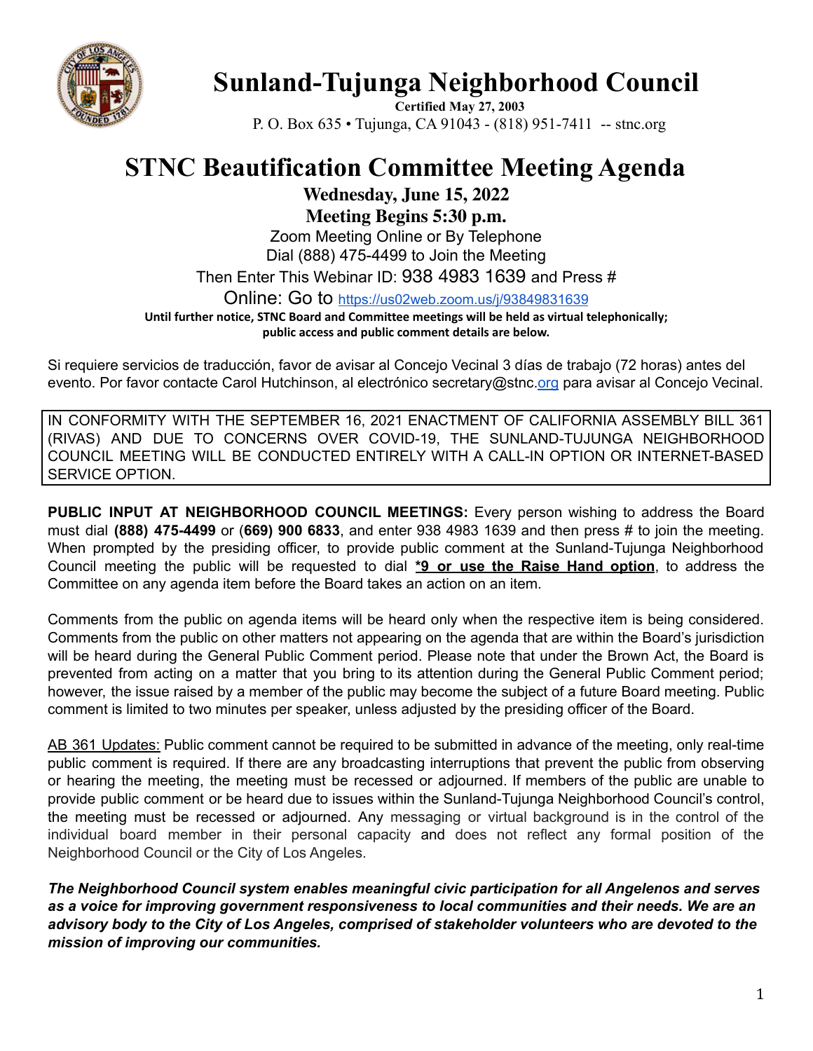# Sunland-Tujunga Neighborhood Council

**Certified May 27, 2003**

P. O. Box 635 • Tujunga, CA 91043 - (818) 951-7411 -- stnc.org

# STNC Beautification Committee Meeting Agenda

**Wednesday, June 15, 2022**

**Meeting Begins 5:30 p.m.**

Zoom Meeting Online or By Telephone

Dial (888) 475-4499 to Join the Meeting

Then Enter This Webinar ID: 938 4983 1639 and Press #

Online: Go to https://us02web.zoom.us/j/93849831639

**Until further notice, STNC Board and Committee meetings will be held as virtual telephonically; public access and public comment details are below.**

Si requiere servicios de traducción, favor de avisar al Concejo Vecinal 3 días de trabajo (72 horas) antes del evento. Por favor contacte Carol Hutchinson, al electrónico secretary@stnc.org para avisar al Concejo Vecinal.

IN CONFORMITY WITH THE SEPTEMBER 16, 2021 ENACTMENT OF CALIFORNIA ASSEMBLY BILL 361 (RIVAS) AND DUE TO CONCERNS OVER COVID-19, THE SUNLAND-TUJUNGA NEIGHBORHOOD COUNCIL MEETING WILL BE CONDUCTED ENTIRELY WITH A CALL-IN OPTION OR INTERNET-BASED SERVICE OPTION.

**PUBLIC INPUT AT NEIGHBORHOOD COUNCIL MEETINGS:** Every person wishing to address the Board must dial **(888) 475-4499** or (**669) 900 6833**, and enter 938 4983 1639 and then press # to join the meeting. When prompted by the presiding officer, to provide public comment at the Sunland-Tujunga Neighborhood Council meeting the public will be requested to dial **<u>*9 or use the Raise Hand option</u>**, to address the Committee on any agenda item before the Board takes an action on an item.

Comments from the public on agenda items will be heard only when the respective item is being considered. Comments from the public on other matters not appearing on the agenda that are within the Board's jurisdiction will be heard during the General Public Comment period. Please note that under the Brown Act, the Board is prevented from acting on a matter that you bring to its attention during the General Public Comment period; however, the issue raised by a member of the public may become the subject of a future Board meeting. Public comment is limited to two minutes per speaker, unless adjusted by the presiding officer of the Board.

<u>AB 361 Updates:</u> Public comment cannot be required to be submitted in advance of the meeting, only real-time public comment is required. If there are any broadcasting interruptions that prevent the public from observing or hearing the meeting, the meeting must be recessed or adjourned. If members of the public are unable to provide public comment or be heard due to issues within the Sunland-Tujunga Neighborhood Council's control, the meeting must be recessed or adjourned. Any messaging or virtual background is in the control of the individual board member in their personal capacity and does not reflect any formal position of the Neighborhood Council or the City of Los Angeles.

***The Neighborhood Council system enables meaningful civic participation for all Angelenos and serves as a voice for improving government responsiveness to local communities and their needs. We are an advisory body to the City of Los Angeles, comprised of stakeholder volunteers who are devoted to the mission of improving our communities.***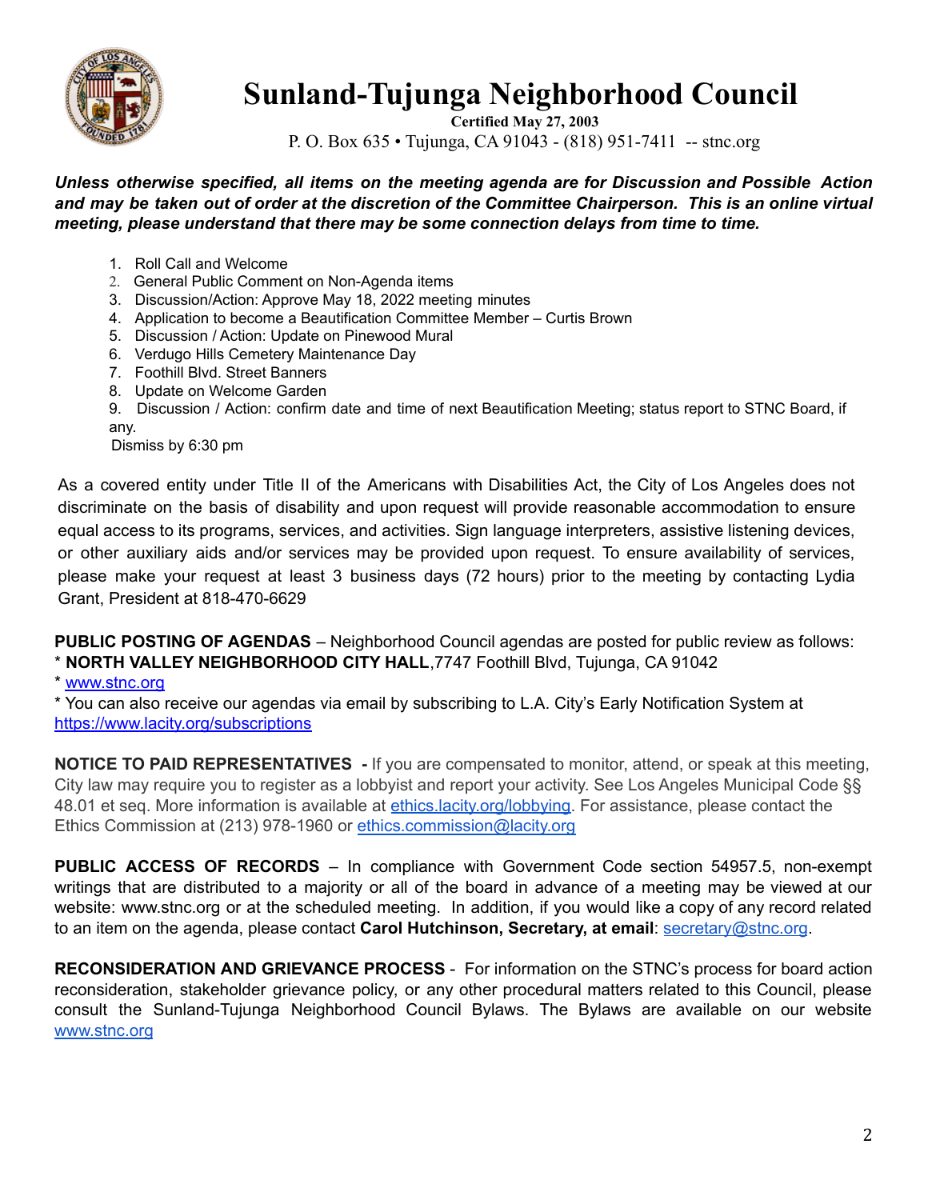# Sunland-Tujunga Neighborhood Council

**Certified May 27, 2003**

P. O. Box 635 • Tujunga, CA 91043 - (818) 951-7411 -- stnc.org

***Unless otherwise specified, all items on the meeting agenda are for Discussion and Possible Action and may be taken out of order at the discretion of the Committee Chairperson. This is an online virtual meeting, please understand that there may be some connection delays from time to time.***

1. Roll Call and Welcome
2. General Public Comment on Non-Agenda items
3. Discussion/Action: Approve May 18, 2022 meeting minutes
4. Application to become a Beautification Committee Member – Curtis Brown
5. Discussion / Action: Update on Pinewood Mural
6. Verdugo Hills Cemetery Maintenance Day
7. Foothill Blvd. Street Banners
8. Update on Welcome Garden
9. Discussion / Action: confirm date and time of next Beautification Meeting; status report to STNC Board, if any.

Dismiss by 6:30 pm

As a covered entity under Title II of the Americans with Disabilities Act, the City of Los Angeles does not discriminate on the basis of disability and upon request will provide reasonable accommodation to ensure equal access to its programs, services, and activities. Sign language interpreters, assistive listening devices, or other auxiliary aids and/or services may be provided upon request. To ensure availability of services, please make your request at least 3 business days (72 hours) prior to the meeting by contacting Lydia Grant, President at 818-470-6629

**PUBLIC POSTING OF AGENDAS** – Neighborhood Council agendas are posted for public review as follows:
* **NORTH VALLEY NEIGHBORHOOD CITY HALL**,7747 Foothill Blvd, Tujunga, CA 91042
* www.stnc.org
* You can also receive our agendas via email by subscribing to L.A. City's Early Notification System at https://www.lacity.org/subscriptions

**NOTICE TO PAID REPRESENTATIVES -** If you are compensated to monitor, attend, or speak at this meeting, City law may require you to register as a lobbyist and report your activity. See Los Angeles Municipal Code §§ 48.01 et seq. More information is available at ethics.lacity.org/lobbying. For assistance, please contact the Ethics Commission at (213) 978-1960 or ethics.commission@lacity.org

**PUBLIC ACCESS OF RECORDS** – In compliance with Government Code section 54957.5, non-exempt writings that are distributed to a majority or all of the board in advance of a meeting may be viewed at our website: www.stnc.org or at the scheduled meeting. In addition, if you would like a copy of any record related to an item on the agenda, please contact **Carol Hutchinson, Secretary, at email**: secretary@stnc.org.

**RECONSIDERATION AND GRIEVANCE PROCESS** - For information on the STNC's process for board action reconsideration, stakeholder grievance policy, or any other procedural matters related to this Council, please consult the Sunland-Tujunga Neighborhood Council Bylaws. The Bylaws are available on our website www.stnc.org